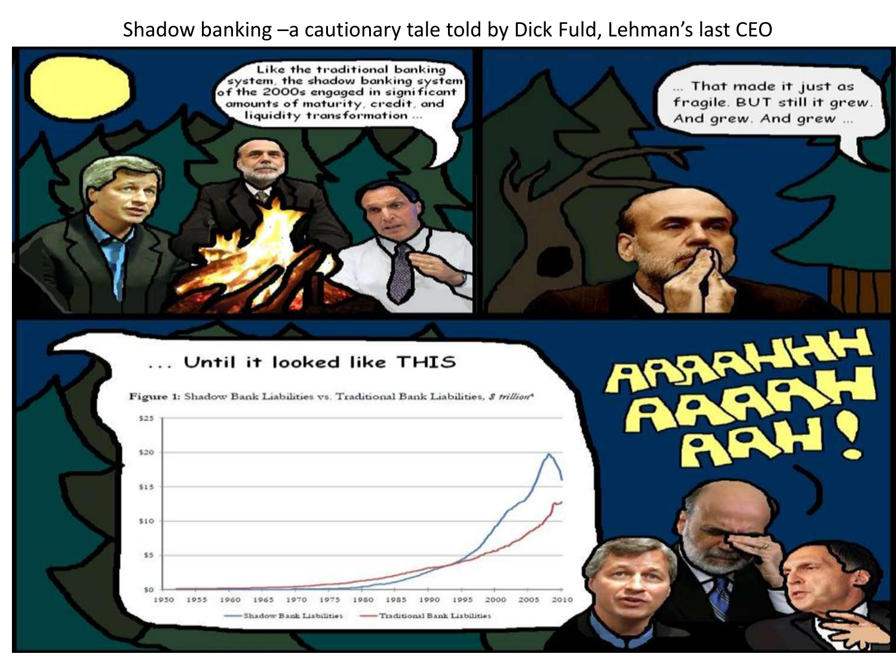# Shadow banking –a cautionary tale told by Dick Fuld, Lehman's last CEO

Like the traditional banking system, the shadow banking system of the 2000s engaged in significant amounts of maturity, credit, and liquidity transformation ...

... That made it just as fragile. BUT still it grew. And grew. And grew ...

... Until it looked like THIS

**Figure 1:** Shadow Bank Liabilities vs. Traditional Bank Liabilities, *$ trillion*

AAAAHHH AAAAH AAH!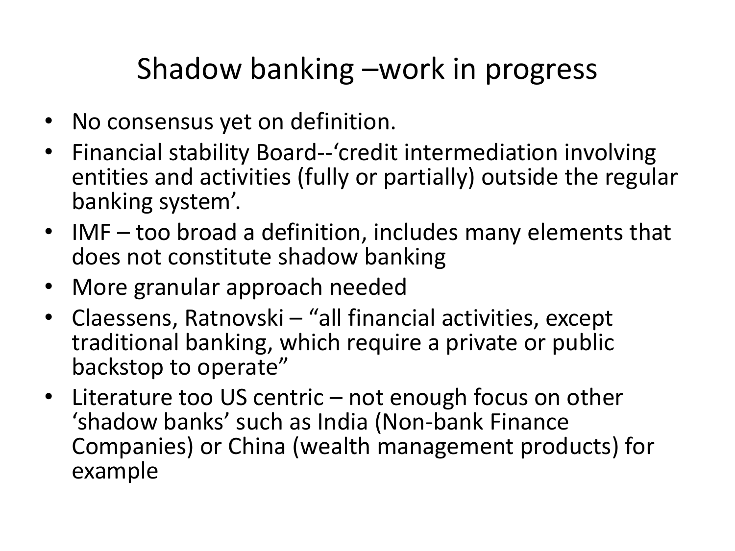# Shadow banking –work in progress

- No consensus yet on definition.
- Financial stability Board--‘credit intermediation involving entities and activities (fully or partially) outside the regular banking system’.
- IMF – too broad a definition, includes many elements that does not constitute shadow banking
- More granular approach needed
- Claessens, Ratnovski – “all financial activities, except traditional banking, which require a private or public backstop to operate”
- Literature too US centric – not enough focus on other ‘shadow banks’ such as India (Non-bank Finance Companies) or China (wealth management products) for example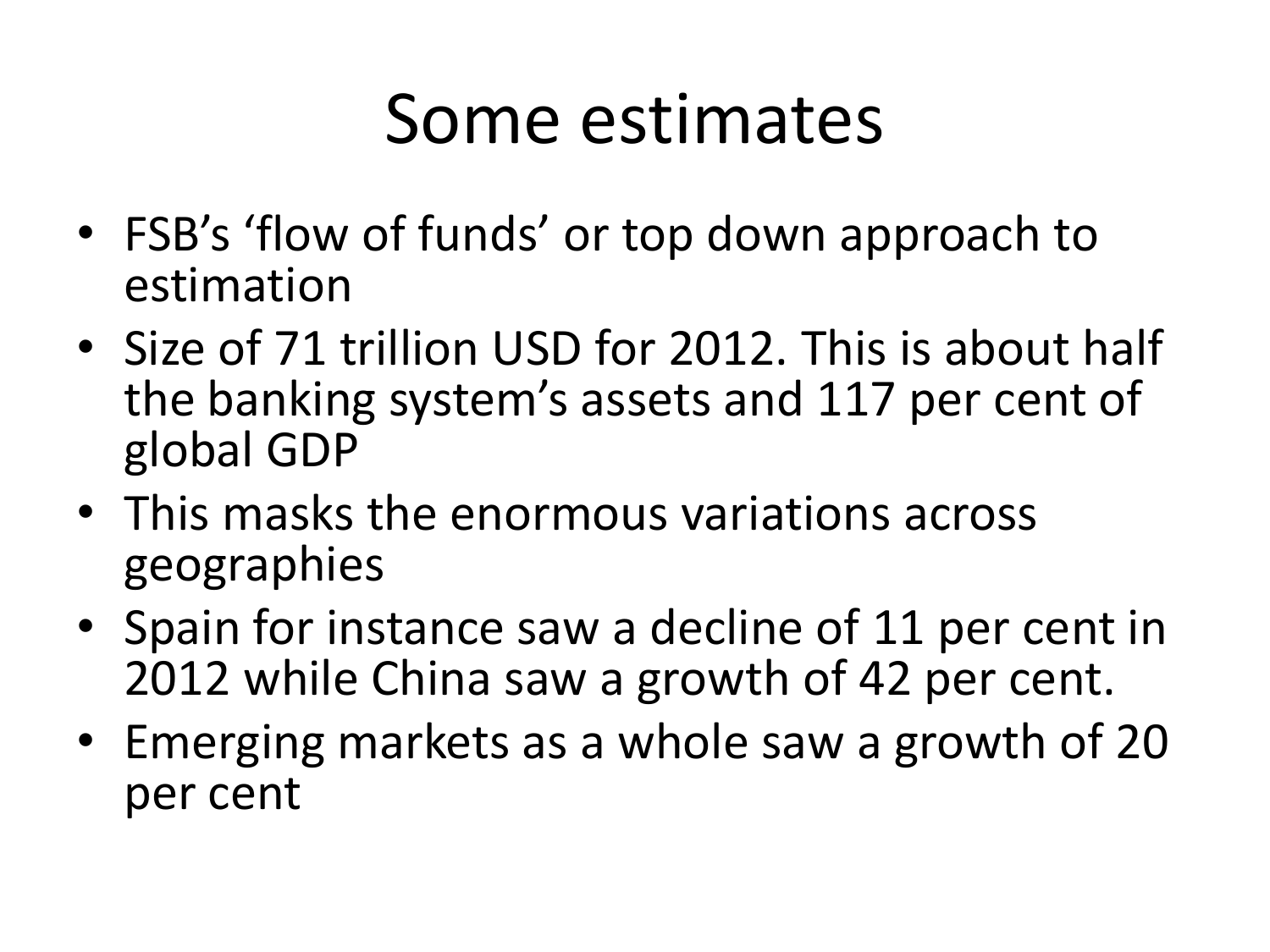# Some estimates

- FSB's 'flow of funds' or top down approach to estimation
- Size of 71 trillion USD for 2012. This is about half the banking system's assets and 117 per cent of global GDP
- This masks the enormous variations across geographies
- Spain for instance saw a decline of 11 per cent in 2012 while China saw a growth of 42 per cent.
- Emerging markets as a whole saw a growth of 20 per cent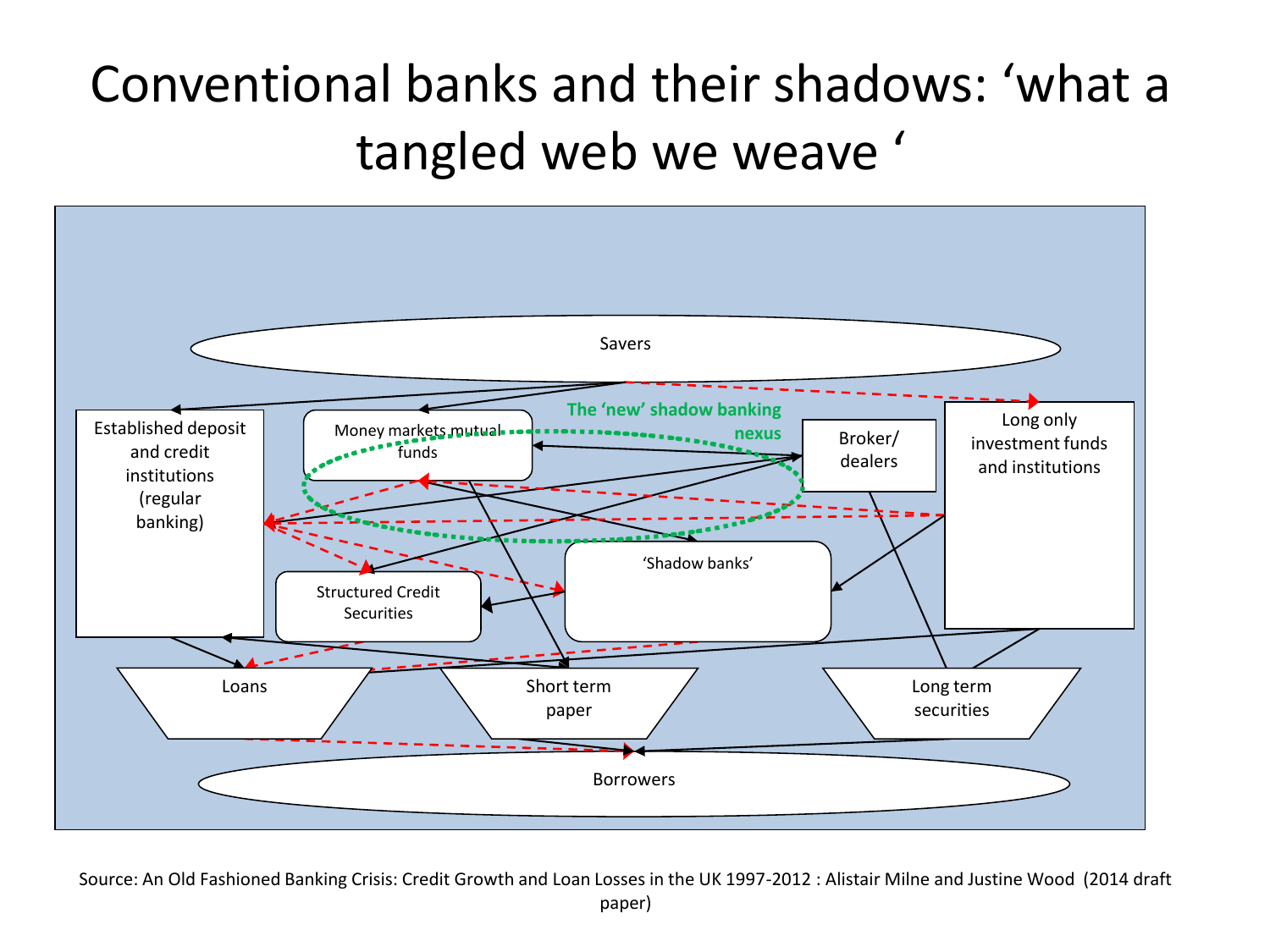# Conventional banks and their shadows: 'what a tangled web we weave '

Savers

Established deposit and credit institutions (regular banking)

Money markets mutual funds

The 'new' shadow banking nexus

Broker/ dealers

Long only investment funds and institutions

Structured Credit Securities

'Shadow banks'

Loans

Short term paper

Long term securities

Borrowers

Source: An Old Fashioned Banking Crisis: Credit Growth and Loan Losses in the UK 1997-2012 : Alistair Milne and Justine Wood (2014 draft paper)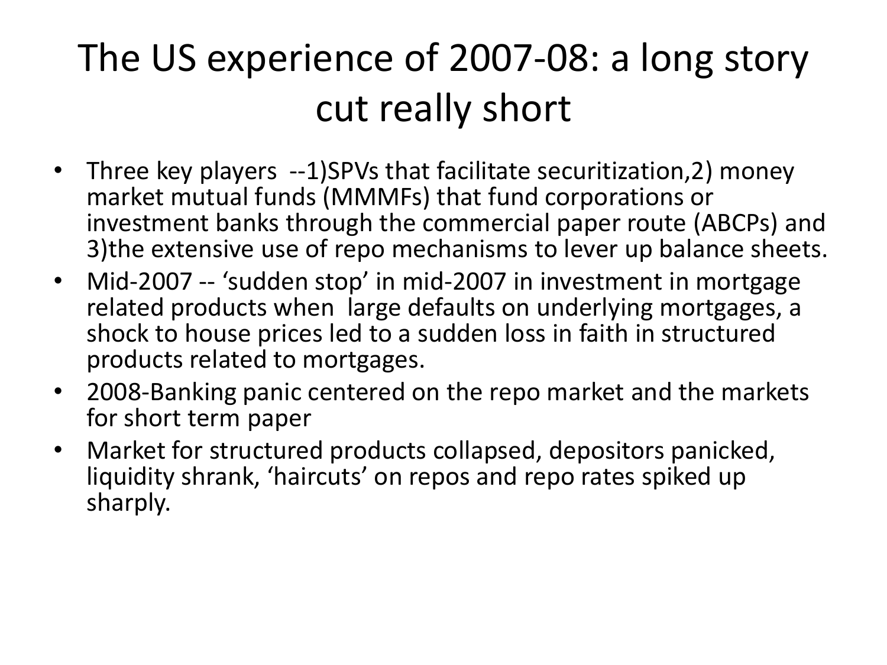# The US experience of 2007-08: a long story cut really short

- Three key players --1)SPVs that facilitate securitization,2) money market mutual funds (MMMFs) that fund corporations or investment banks through the commercial paper route (ABCPs) and 3)the extensive use of repo mechanisms to lever up balance sheets.
- Mid-2007 -- 'sudden stop' in mid-2007 in investment in mortgage related products when large defaults on underlying mortgages, a shock to house prices led to a sudden loss in faith in structured products related to mortgages.
- 2008-Banking panic centered on the repo market and the markets for short term paper
- Market for structured products collapsed, depositors panicked, liquidity shrank, 'haircuts' on repos and repo rates spiked up sharply.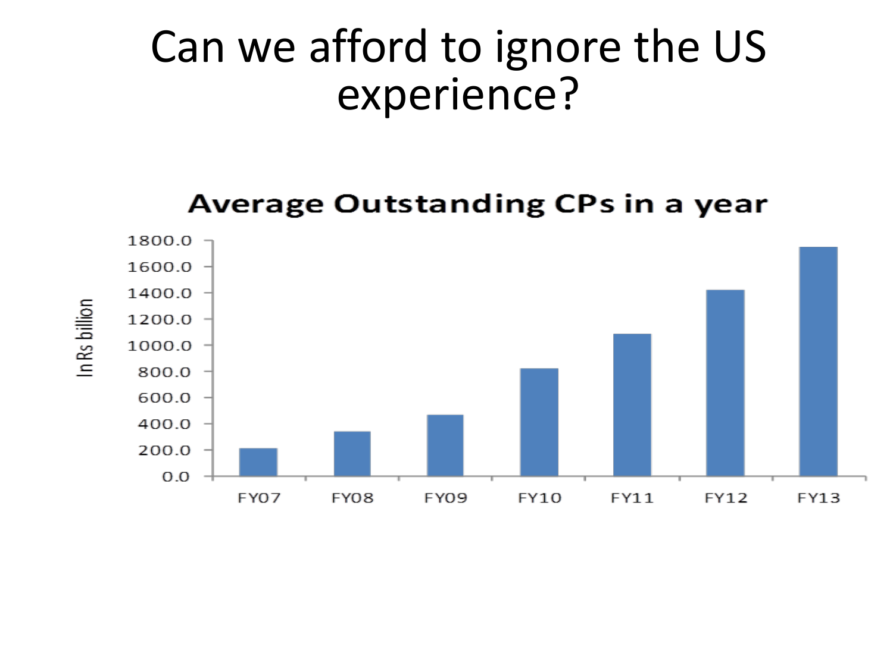# Can we afford to ignore the US experience?

**Average Outstanding CPs in a year**

In Rs billion

1800.0
1600.0
1400.0
1200.0
1000.0
800.0
600.0
400.0
200.0
0.0

FY07 FY08 FY09 FY10 FY11 FY12 FY13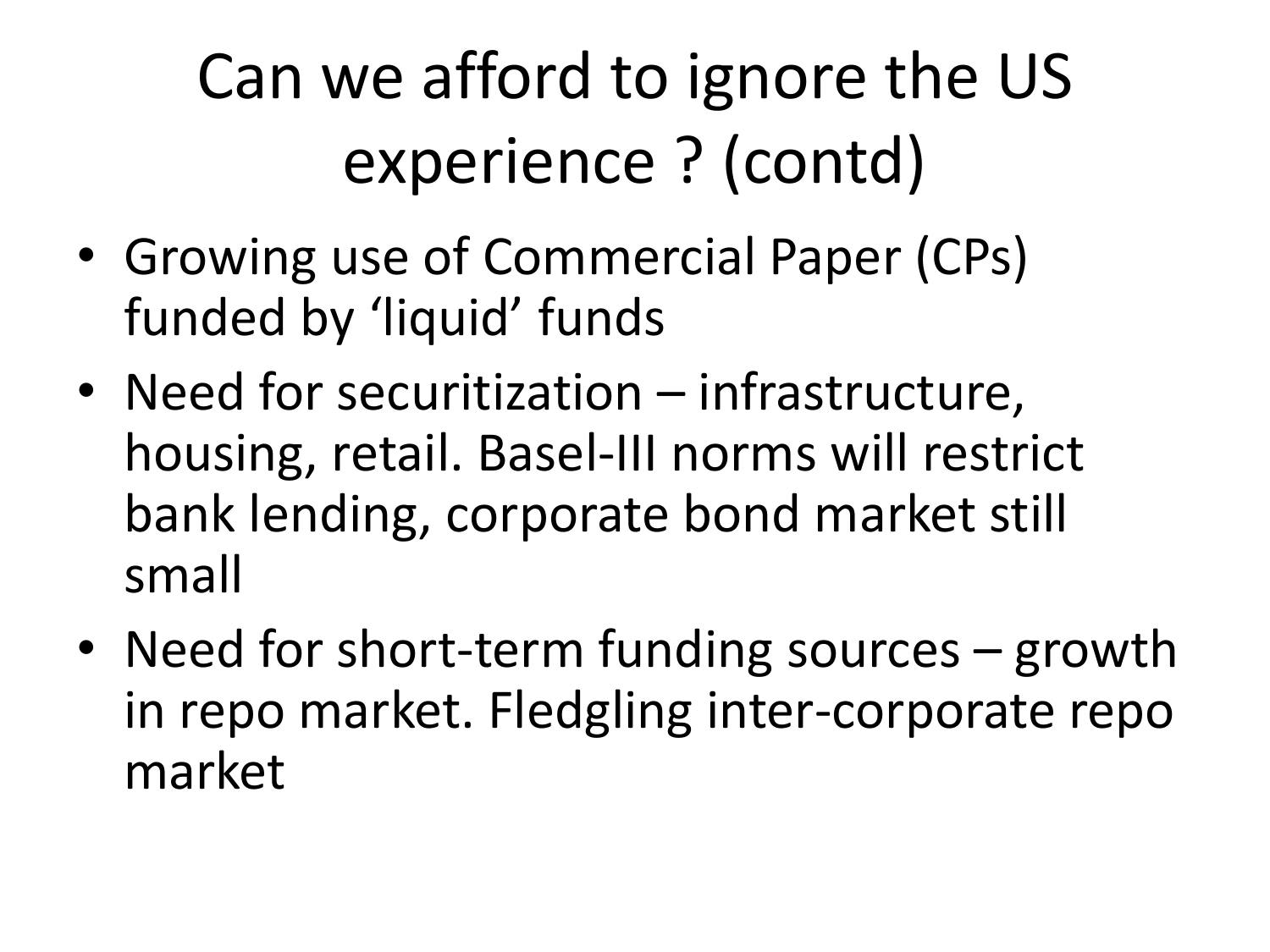# Can we afford to ignore the US experience ? (contd)

- Growing use of Commercial Paper (CPs) funded by 'liquid' funds
- Need for securitization – infrastructure, housing, retail. Basel-III norms will restrict bank lending, corporate bond market still small
- Need for short-term funding sources – growth in repo market. Fledgling inter-corporate repo market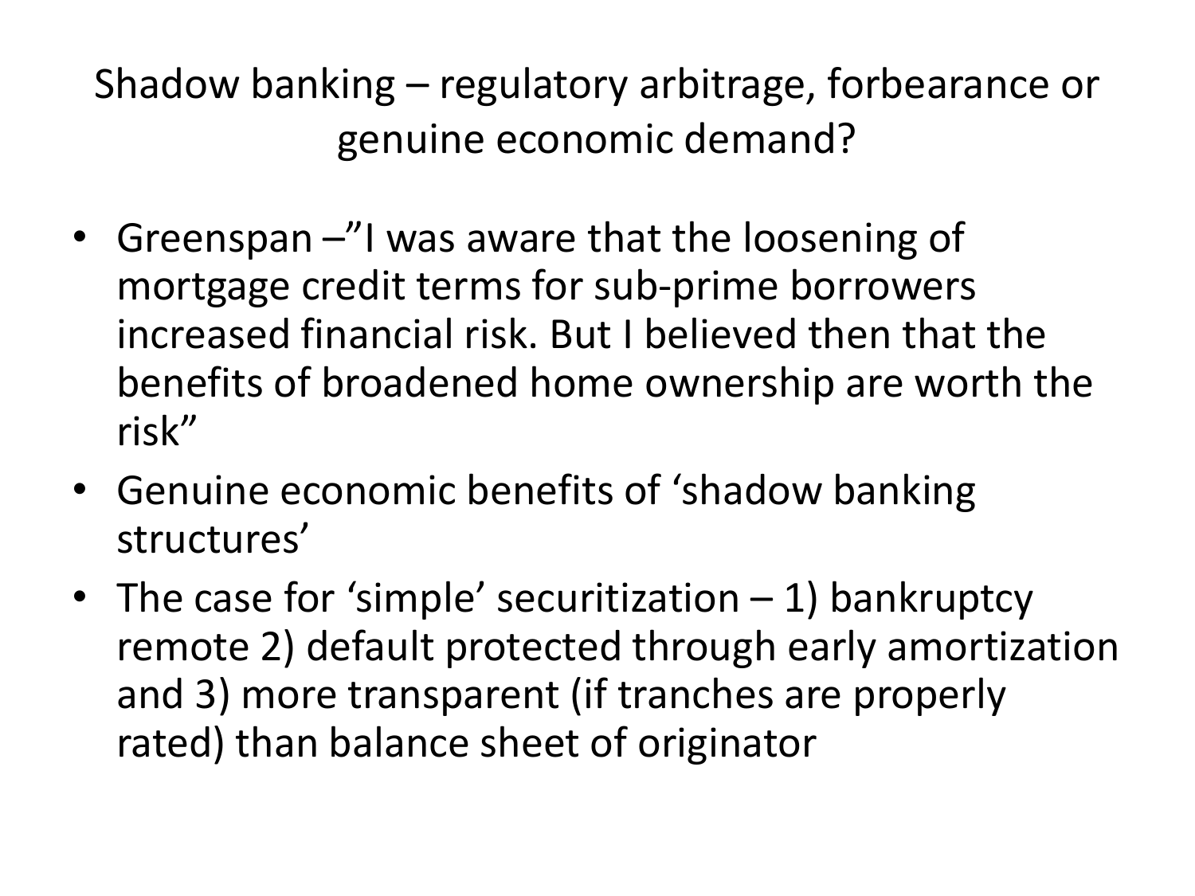# Shadow banking – regulatory arbitrage, forbearance or genuine economic demand?

- Greenspan –"I was aware that the loosening of mortgage credit terms for sub-prime borrowers increased financial risk. But I believed then that the benefits of broadened home ownership are worth the risk"
- Genuine economic benefits of 'shadow banking structures'
- The case for 'simple' securitization – 1) bankruptcy remote 2) default protected through early amortization and 3) more transparent (if tranches are properly rated) than balance sheet of originator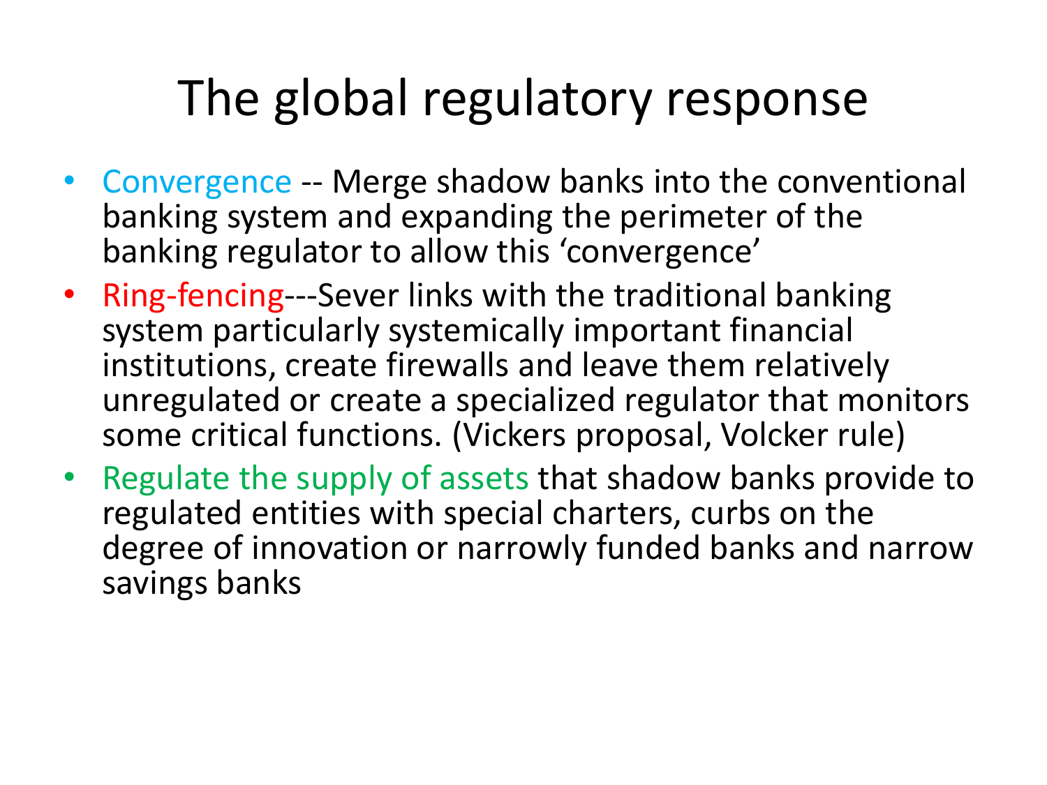# The global regulatory response

- Convergence -- Merge shadow banks into the conventional banking system and expanding the perimeter of the banking regulator to allow this 'convergence'
- Ring-fencing---Sever links with the traditional banking system particularly systemically important financial institutions, create firewalls and leave them relatively unregulated or create a specialized regulator that monitors some critical functions. (Vickers proposal, Volcker rule)
- Regulate the supply of assets that shadow banks provide to regulated entities with special charters, curbs on the degree of innovation or narrowly funded banks and narrow savings banks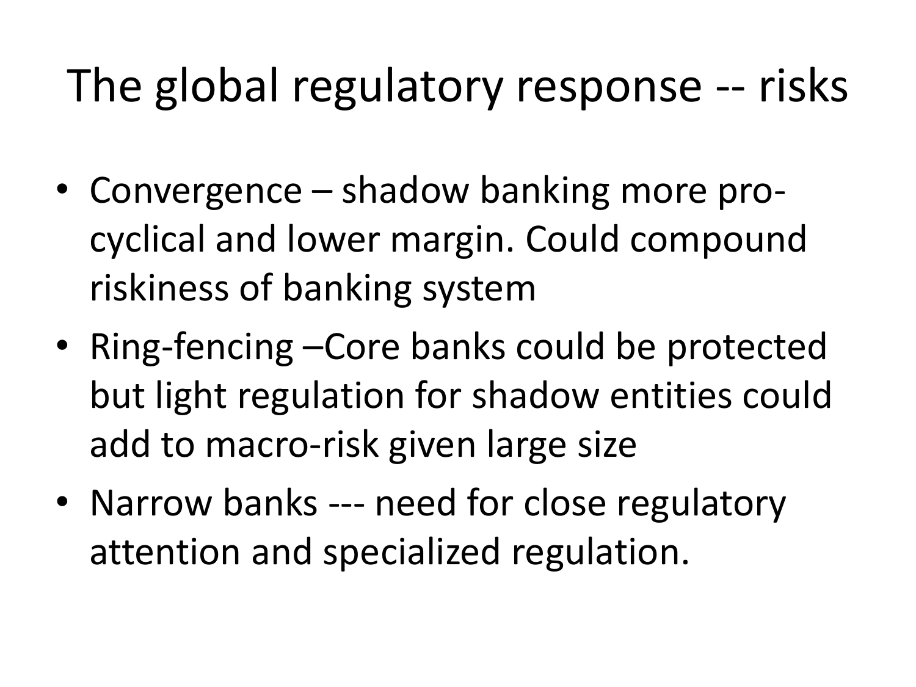# The global regulatory response -- risks

- Convergence – shadow banking more pro-cyclical and lower margin. Could compound riskiness of banking system
- Ring-fencing –Core banks could be protected but light regulation for shadow entities could add to macro-risk given large size
- Narrow banks --- need for close regulatory attention and specialized regulation.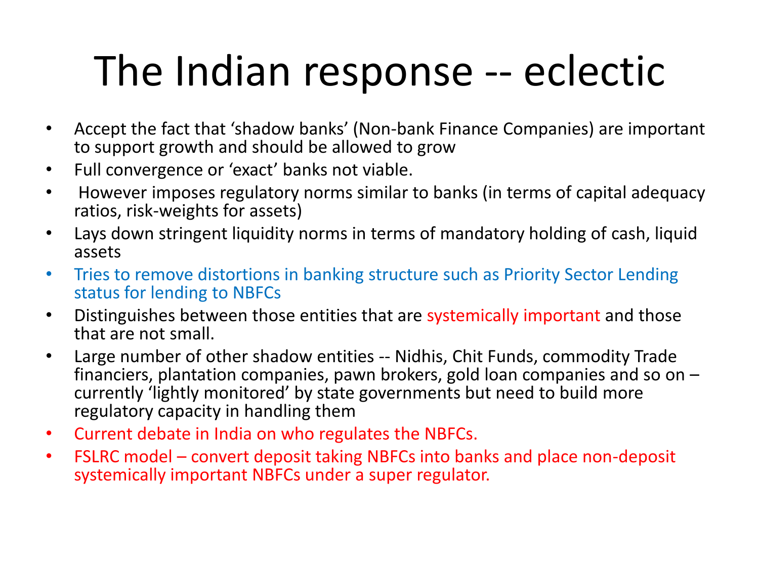# The Indian response -- eclectic

- Accept the fact that 'shadow banks' (Non-bank Finance Companies) are important to support growth and should be allowed to grow
- Full convergence or 'exact' banks not viable.
- However imposes regulatory norms similar to banks (in terms of capital adequacy ratios, risk-weights for assets)
- Lays down stringent liquidity norms in terms of mandatory holding of cash, liquid assets
- Tries to remove distortions in banking structure such as Priority Sector Lending status for lending to NBFCs
- Distinguishes between those entities that are systemically important and those that are not small.
- Large number of other shadow entities -- Nidhis, Chit Funds, commodity Trade financiers, plantation companies, pawn brokers, gold loan companies and so on – currently 'lightly monitored' by state governments but need to build more regulatory capacity in handling them
- Current debate in India on who regulates the NBFCs.
- FSLRC model – convert deposit taking NBFCs into banks and place non-deposit systemically important NBFCs under a super regulator.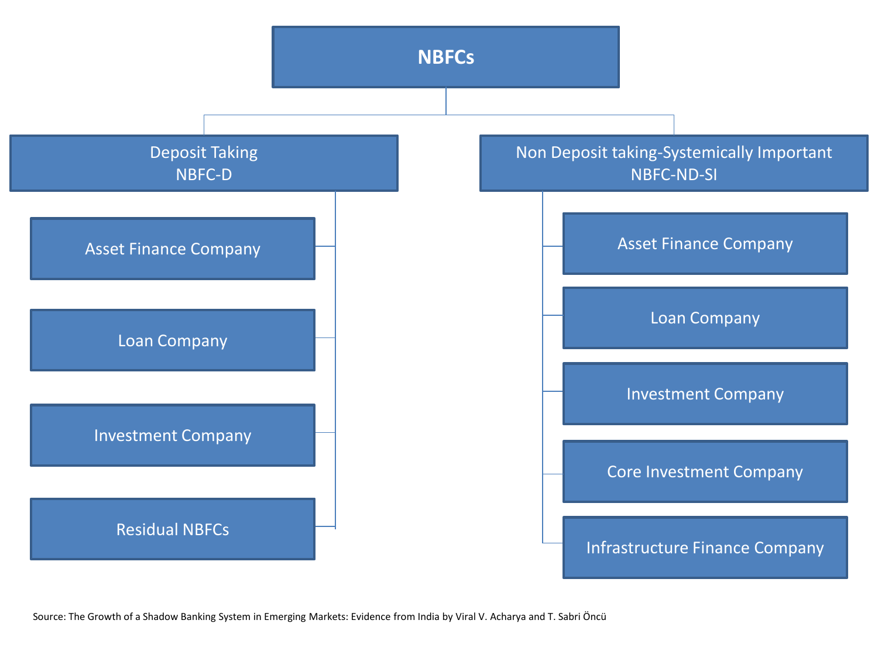# NBFCs

## Deposit Taking
NBFC-D

- Asset Finance Company
- Loan Company
- Investment Company
- Residual NBFCs

## Non Deposit taking-Systemically Important
NBFC-ND-SI

- Asset Finance Company
- Loan Company
- Investment Company
- Core Investment Company
- Infrastructure Finance Company

Source: The Growth of a Shadow Banking System in Emerging Markets: Evidence from India by Viral V. Acharya and T. Sabri Öncü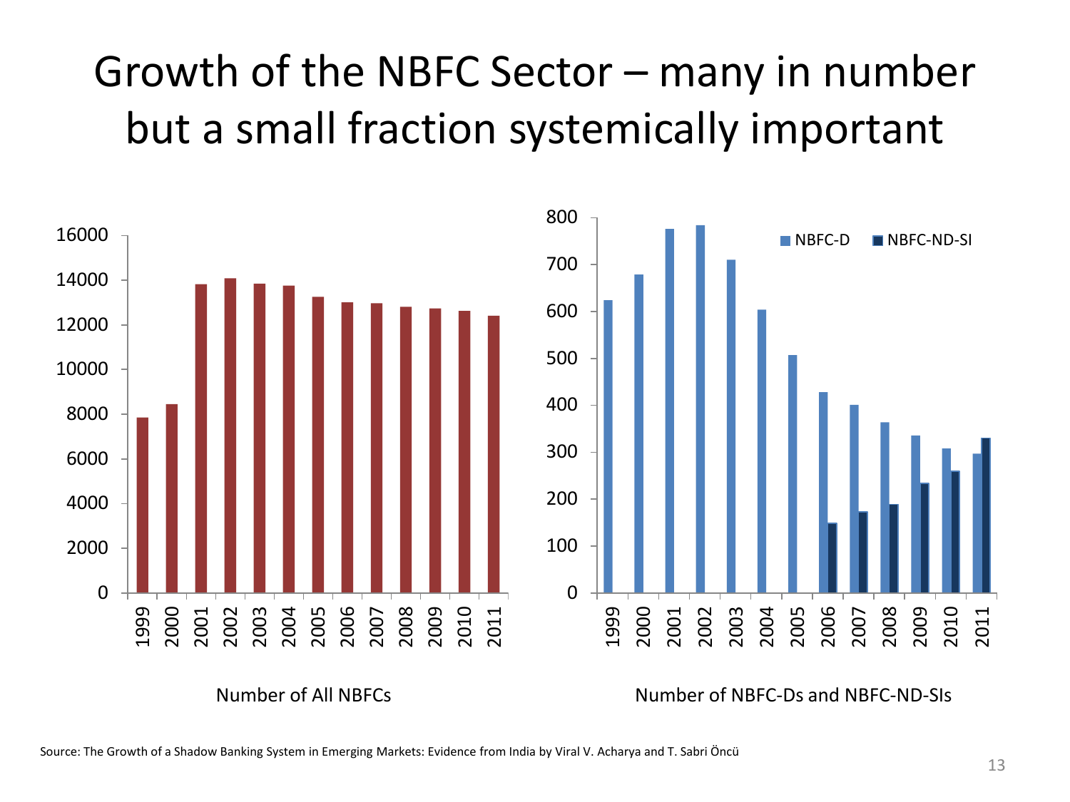# Growth of the NBFC Sector – many in number but a small fraction systemically important

Number of All NBFCs

Number of NBFC-Ds and NBFC-ND-SIs

Source: The Growth of a Shadow Banking System in Emerging Markets: Evidence from India by Viral V. Acharya and T. Sabri Öncü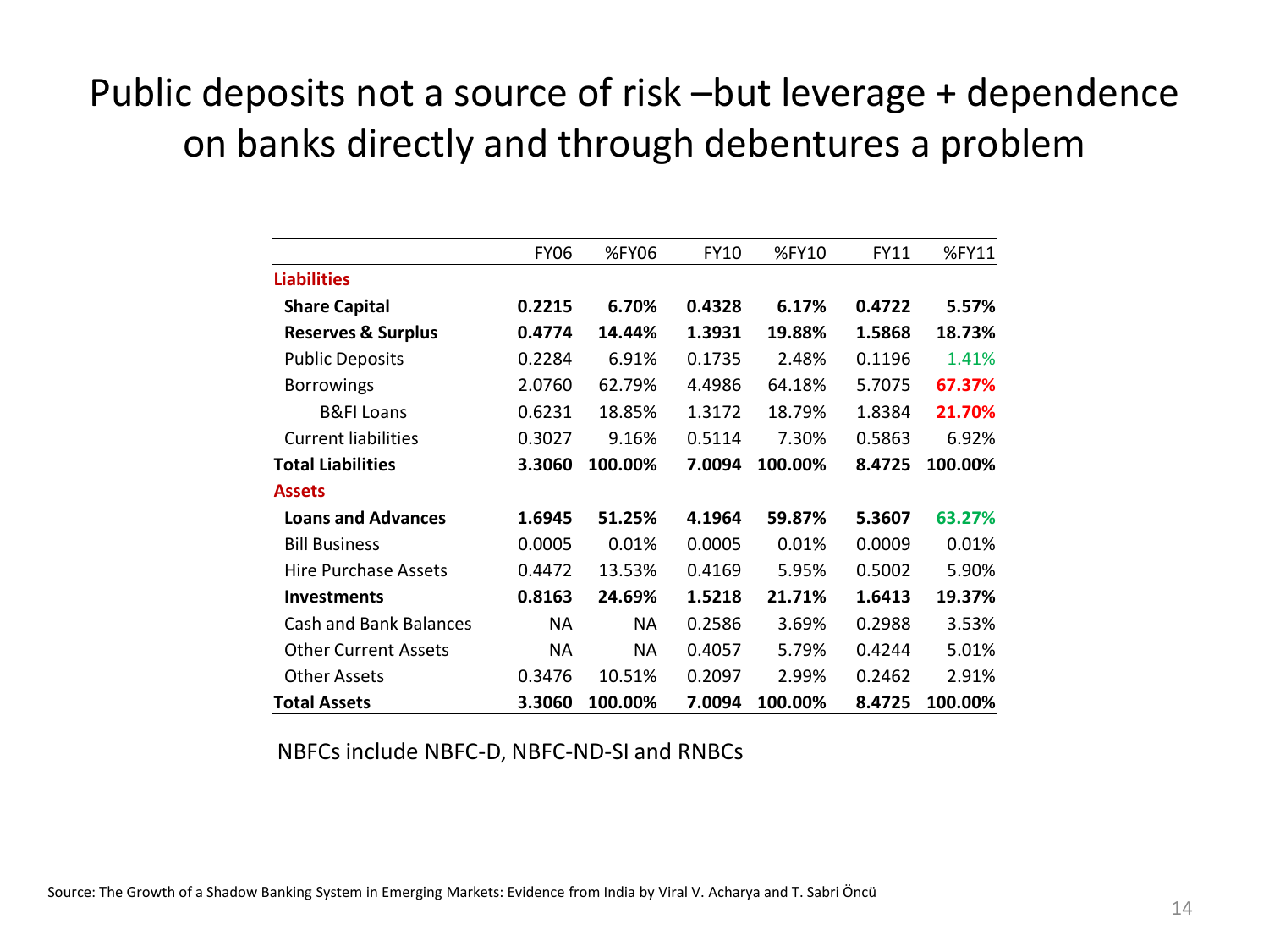# Public deposits not a source of risk –but leverage + dependence on banks directly and through debentures a problem

| | FY06 | %FY06 | FY10 | %FY10 | FY11 | %FY11 |
|---|---|---|---|---|---|---|
| **Liabilities** | | | | | | |
| **Share Capital** | **0.2215** | **6.70%** | **0.4328** | **6.17%** | **0.4722** | **5.57%** |
| **Reserves & Surplus** | **0.4774** | **14.44%** | **1.3931** | **19.88%** | **1.5868** | **18.73%** |
| Public Deposits | 0.2284 | 6.91% | 0.1735 | 2.48% | 0.1196 | 1.41% |
| Borrowings | 2.0760 | 62.79% | 4.4986 | 64.18% | 5.7075 | **67.37%** |
| B&FI Loans | 0.6231 | 18.85% | 1.3172 | 18.79% | 1.8384 | **21.70%** |
| Current liabilities | 0.3027 | 9.16% | 0.5114 | 7.30% | 0.5863 | 6.92% |
| **Total Liabilities** | **3.3060** | **100.00%** | **7.0094** | **100.00%** | **8.4725** | **100.00%** |
| **Assets** | | | | | | |
| **Loans and Advances** | **1.6945** | **51.25%** | **4.1964** | **59.87%** | **5.3607** | **63.27%** |
| Bill Business | 0.0005 | 0.01% | 0.0005 | 0.01% | 0.0009 | 0.01% |
| Hire Purchase Assets | 0.4472 | 13.53% | 0.4169 | 5.95% | 0.5002 | 5.90% |
| **Investments** | **0.8163** | **24.69%** | **1.5218** | **21.71%** | **1.6413** | **19.37%** |
| Cash and Bank Balances | NA | NA | 0.2586 | 3.69% | 0.2988 | 3.53% |
| Other Current Assets | NA | NA | 0.4057 | 5.79% | 0.4244 | 5.01% |
| Other Assets | 0.3476 | 10.51% | 0.2097 | 2.99% | 0.2462 | 2.91% |
| **Total Assets** | **3.3060** | **100.00%** | **7.0094** | **100.00%** | **8.4725** | **100.00%** |

NBFCs include NBFC-D, NBFC-ND-SI and RNBCs

Source: The Growth of a Shadow Banking System in Emerging Markets: Evidence from India by Viral V. Acharya and T. Sabri Öncü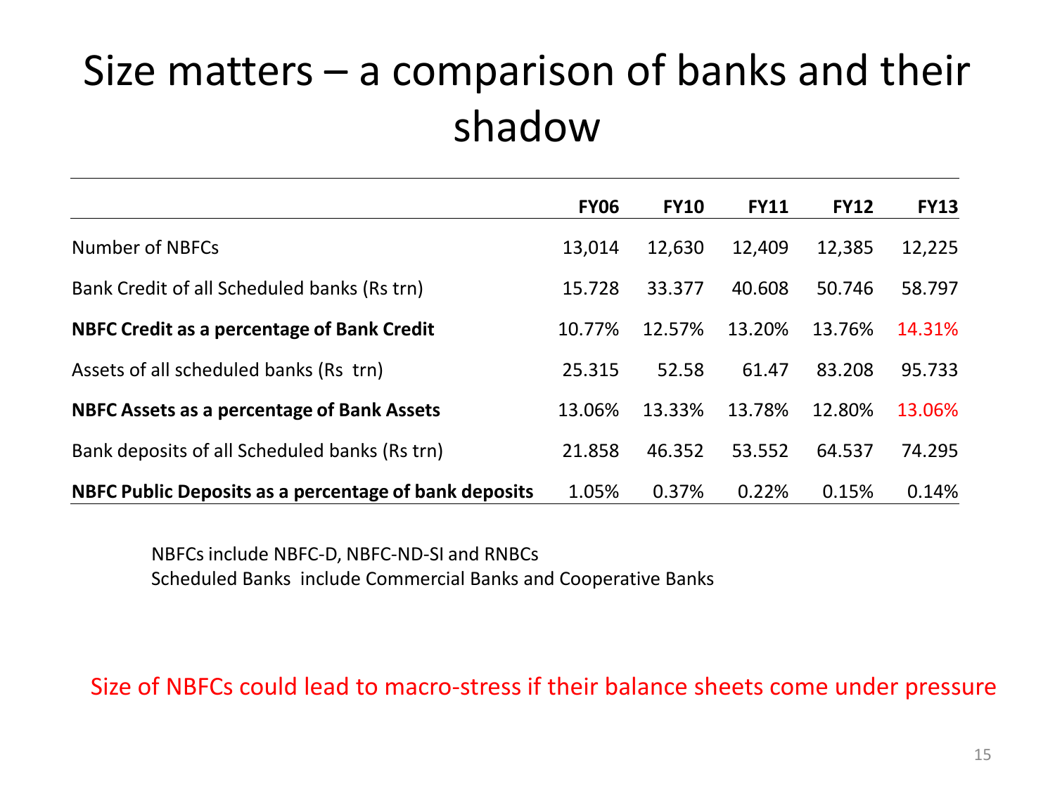# Size matters – a comparison of banks and their shadow

| | FY06 | FY10 | FY11 | FY12 | FY13 |
|---|---|---|---|---|---|
| Number of NBFCs | 13,014 | 12,630 | 12,409 | 12,385 | 12,225 |
| Bank Credit of all Scheduled banks (Rs trn) | 15.728 | 33.377 | 40.608 | 50.746 | 58.797 |
| **NBFC Credit as a percentage of Bank Credit** | 10.77% | 12.57% | 13.20% | 13.76% | 14.31% |
| Assets of all scheduled banks (Rs trn) | 25.315 | 52.58 | 61.47 | 83.208 | 95.733 |
| **NBFC Assets as a percentage of Bank Assets** | 13.06% | 13.33% | 13.78% | 12.80% | 13.06% |
| Bank deposits of all Scheduled banks (Rs trn) | 21.858 | 46.352 | 53.552 | 64.537 | 74.295 |
| **NBFC Public Deposits as a percentage of bank deposits** | 1.05% | 0.37% | 0.22% | 0.15% | 0.14% |

NBFCs include NBFC-D, NBFC-ND-SI and RNBCs
Scheduled Banks include Commercial Banks and Cooperative Banks

Size of NBFCs could lead to macro-stress if their balance sheets come under pressure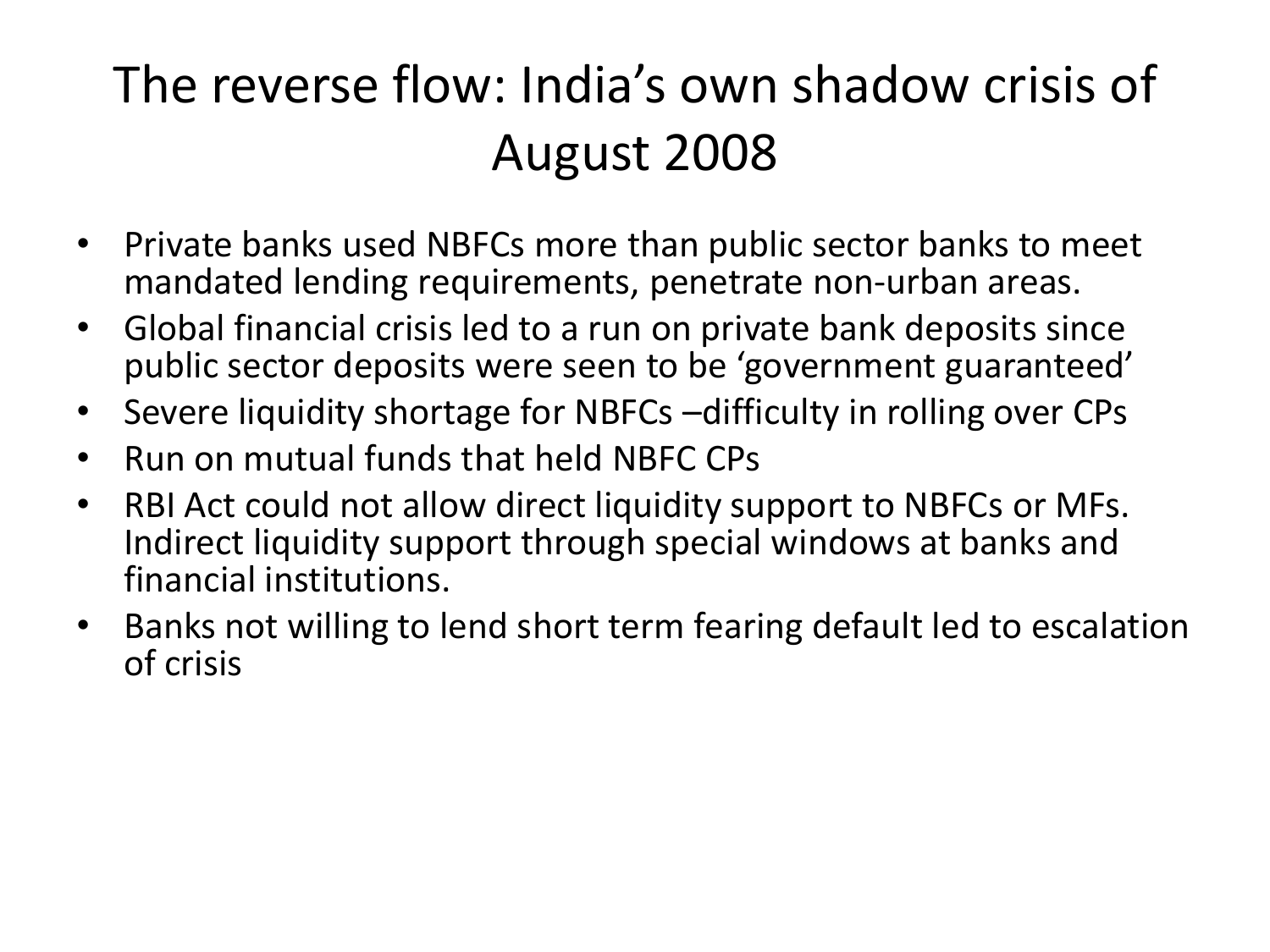# The reverse flow: India's own shadow crisis of August 2008

- Private banks used NBFCs more than public sector banks to meet mandated lending requirements, penetrate non-urban areas.
- Global financial crisis led to a run on private bank deposits since public sector deposits were seen to be 'government guaranteed'
- Severe liquidity shortage for NBFCs –difficulty in rolling over CPs
- Run on mutual funds that held NBFC CPs
- RBI Act could not allow direct liquidity support to NBFCs or MFs. Indirect liquidity support through special windows at banks and financial institutions.
- Banks not willing to lend short term fearing default led to escalation of crisis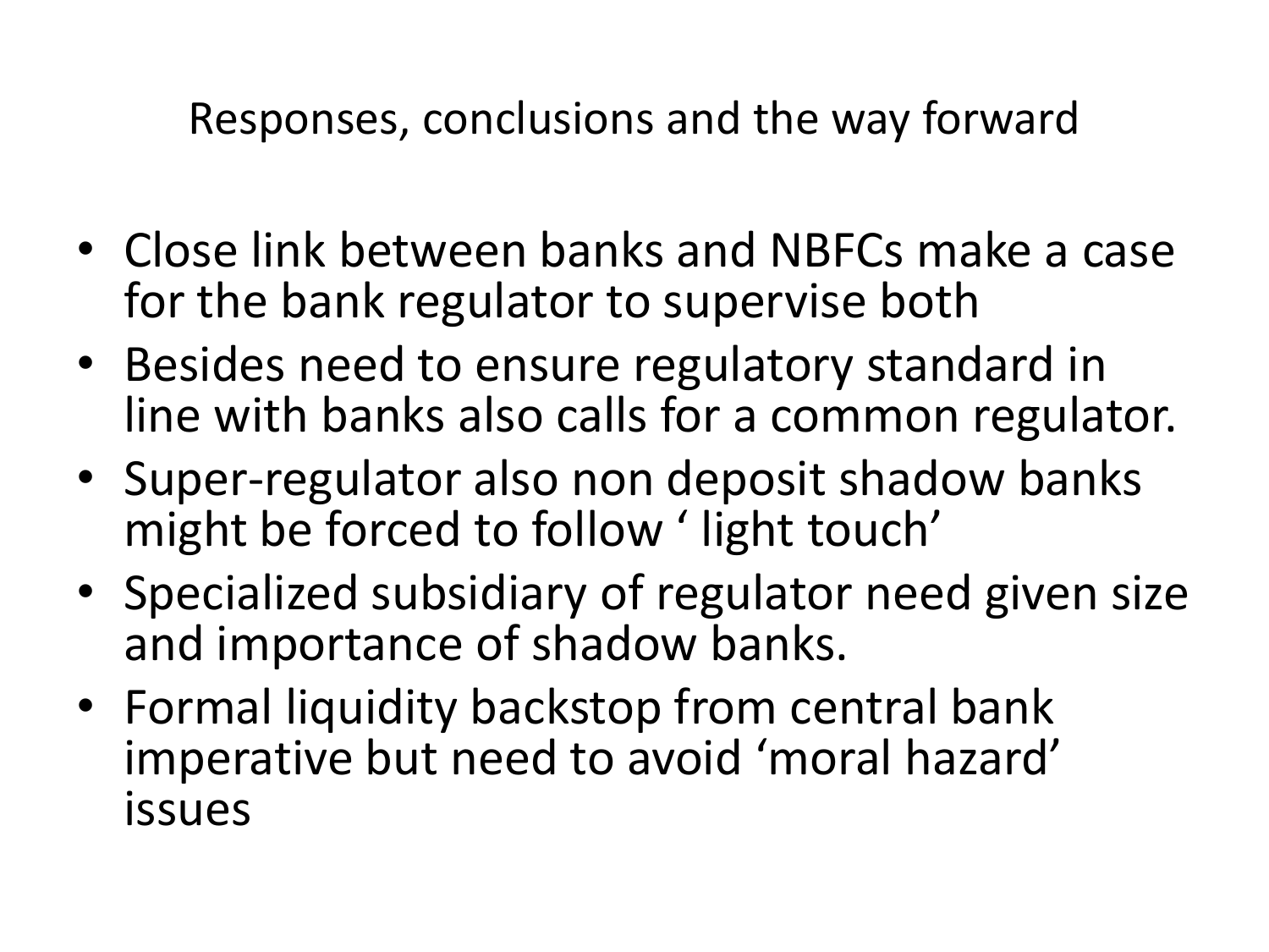## Responses, conclusions and the way forward

- Close link between banks and NBFCs make a case for the bank regulator to supervise both
- Besides need to ensure regulatory standard in line with banks also calls for a common regulator.
- Super-regulator also non deposit shadow banks might be forced to follow ‘ light touch’
- Specialized subsidiary of regulator need given size and importance of shadow banks.
- Formal liquidity backstop from central bank imperative but need to avoid ‘moral hazard’ issues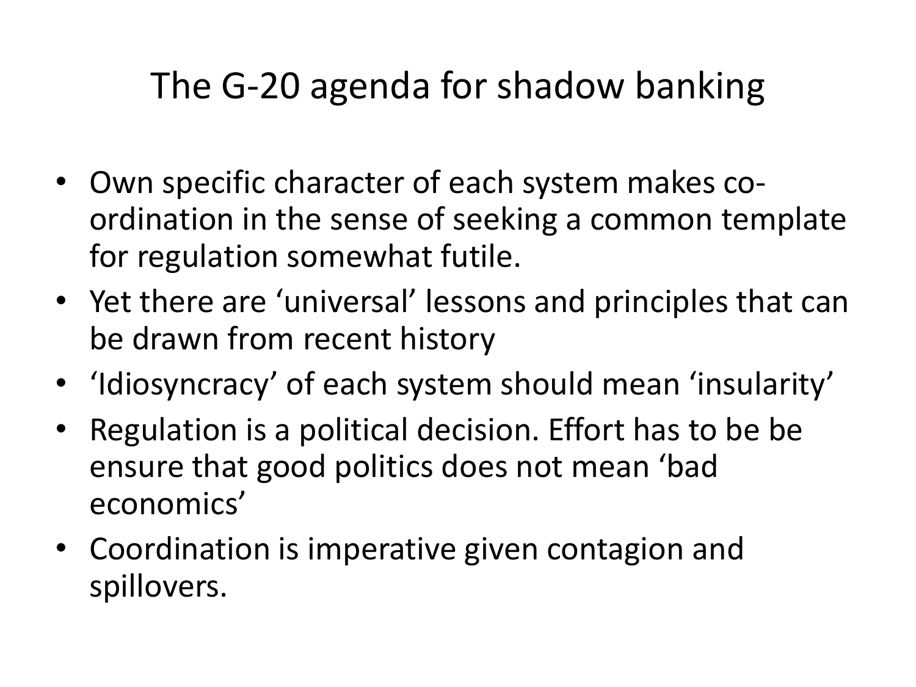# The G-20 agenda for shadow banking

- Own specific character of each system makes co-ordination in the sense of seeking a common template for regulation somewhat futile.
- Yet there are ‘universal’ lessons and principles that can be drawn from recent history
- ‘Idiosyncracy’ of each system should mean ‘insularity’
- Regulation is a political decision. Effort has to be be ensure that good politics does not mean ‘bad economics’
- Coordination is imperative given contagion and spillovers.